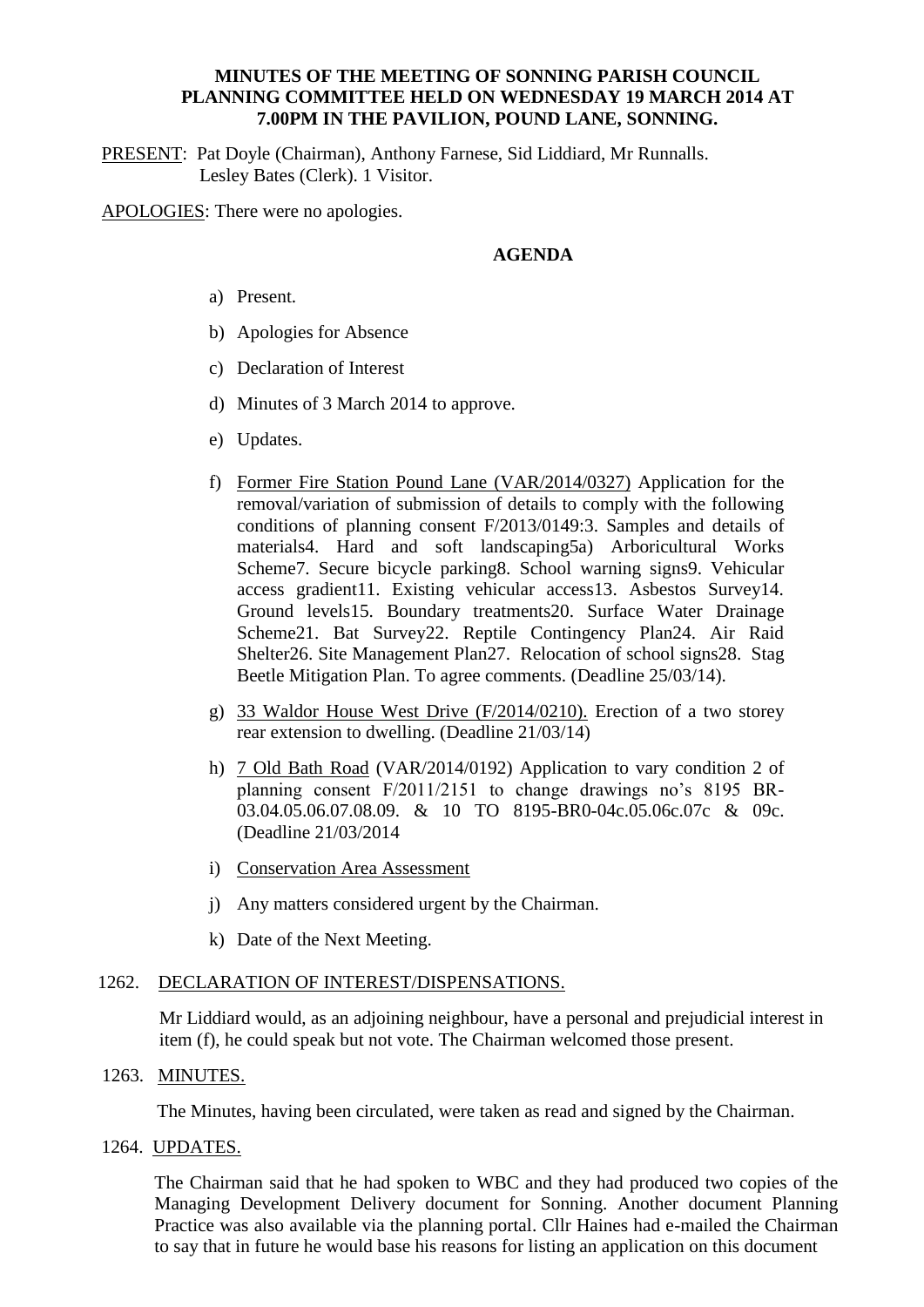**MINUTES OF THE MEETING OF SONNING PARISH COUNCIL PLANNING COMMITTEE HELD ON WEDNESDAY 19 MARCH 2014 AT 7.00PM IN THE PAVILION, POUND LANE, SONNING.**

PRESENT: Pat Doyle (Chairman), Anthony Farnese, Sid Liddiard, Mr Runnalls.
Lesley Bates (Clerk). 1 Visitor.

APOLOGIES: There were no apologies.

**AGENDA**

a) Present.

b) Apologies for Absence

c) Declaration of Interest

d) Minutes of 3 March 2014 to approve.

e) Updates.

f) Former Fire Station Pound Lane (VAR/2014/0327) Application for the removal/variation of submission of details to comply with the following conditions of planning consent F/2013/0149:3. Samples and details of materials4. Hard and soft landscaping5a) Arboricultural Works Scheme7. Secure bicycle parking8. School warning signs9. Vehicular access gradient11. Existing vehicular access13. Asbestos Survey14. Ground levels15. Boundary treatments20. Surface Water Drainage Scheme21. Bat Survey22. Reptile Contingency Plan24. Air Raid Shelter26. Site Management Plan27. Relocation of school signs28. Stag Beetle Mitigation Plan. To agree comments. (Deadline 25/03/14).

g) 33 Waldor House West Drive (F/2014/0210). Erection of a two storey rear extension to dwelling. (Deadline 21/03/14)

h) 7 Old Bath Road (VAR/2014/0192) Application to vary condition 2 of planning consent F/2011/2151 to change drawings no's 8195 BR-03.04.05.06.07.08.09. & 10 TO 8195-BR0-04c.05.06c.07c & 09c. (Deadline 21/03/2014

i) Conservation Area Assessment

j) Any matters considered urgent by the Chairman.

k) Date of the Next Meeting.

1262. DECLARATION OF INTEREST/DISPENSATIONS.

Mr Liddiard would, as an adjoining neighbour, have a personal and prejudicial interest in item (f), he could speak but not vote. The Chairman welcomed those present.

1263. MINUTES.

The Minutes, having been circulated, were taken as read and signed by the Chairman.

1264. UPDATES.

The Chairman said that he had spoken to WBC and they had produced two copies of the Managing Development Delivery document for Sonning. Another document Planning Practice was also available via the planning portal. Cllr Haines had e-mailed the Chairman to say that in future he would base his reasons for listing an application on this document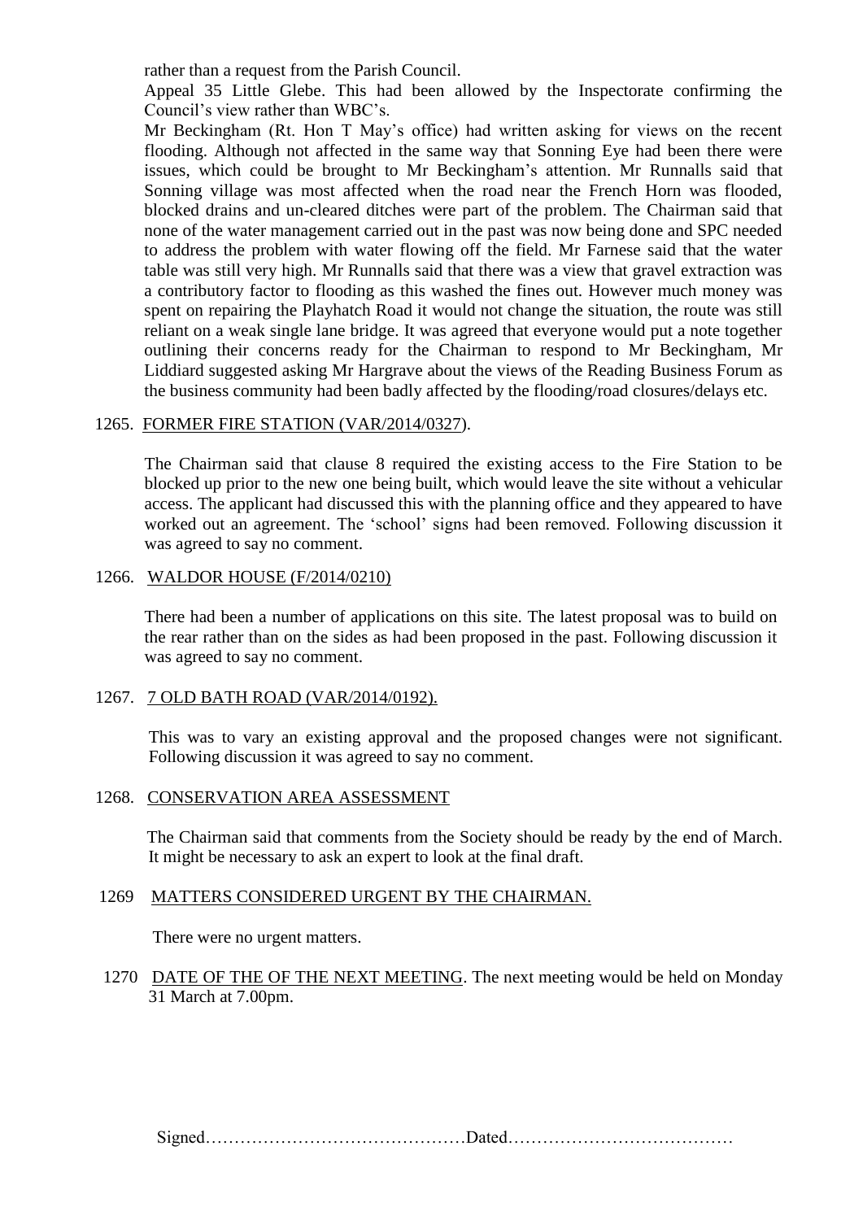rather than a request from the Parish Council.

Appeal 35 Little Glebe. This had been allowed by the Inspectorate confirming the Council's view rather than WBC's.

Mr Beckingham (Rt. Hon T May's office) had written asking for views on the recent flooding. Although not affected in the same way that Sonning Eye had been there were issues, which could be brought to Mr Beckingham's attention. Mr Runnalls said that Sonning village was most affected when the road near the French Horn was flooded, blocked drains and un-cleared ditches were part of the problem. The Chairman said that none of the water management carried out in the past was now being done and SPC needed to address the problem with water flowing off the field. Mr Farnese said that the water table was still very high. Mr Runnalls said that there was a view that gravel extraction was a contributory factor to flooding as this washed the fines out. However much money was spent on repairing the Playhatch Road it would not change the situation, the route was still reliant on a weak single lane bridge. It was agreed that everyone would put a note together outlining their concerns ready for the Chairman to respond to Mr Beckingham, Mr Liddiard suggested asking Mr Hargrave about the views of the Reading Business Forum as the business community had been badly affected by the flooding/road closures/delays etc.

1265. FORMER FIRE STATION (VAR/2014/0327).

The Chairman said that clause 8 required the existing access to the Fire Station to be blocked up prior to the new one being built, which would leave the site without a vehicular access. The applicant had discussed this with the planning office and they appeared to have worked out an agreement. The 'school' signs had been removed. Following discussion it was agreed to say no comment.

1266. WALDOR HOUSE (F/2014/0210)

There had been a number of applications on this site. The latest proposal was to build on the rear rather than on the sides as had been proposed in the past. Following discussion it was agreed to say no comment.

1267. 7 OLD BATH ROAD (VAR/2014/0192).

This was to vary an existing approval and the proposed changes were not significant. Following discussion it was agreed to say no comment.

1268. CONSERVATION AREA ASSESSMENT

The Chairman said that comments from the Society should be ready by the end of March. It might be necessary to ask an expert to look at the final draft.

1269 MATTERS CONSIDERED URGENT BY THE CHAIRMAN.

There were no urgent matters.

1270 DATE OF THE OF THE NEXT MEETING. The next meeting would be held on Monday 31 March at 7.00pm.

Signed………………………………………Dated…………………………………